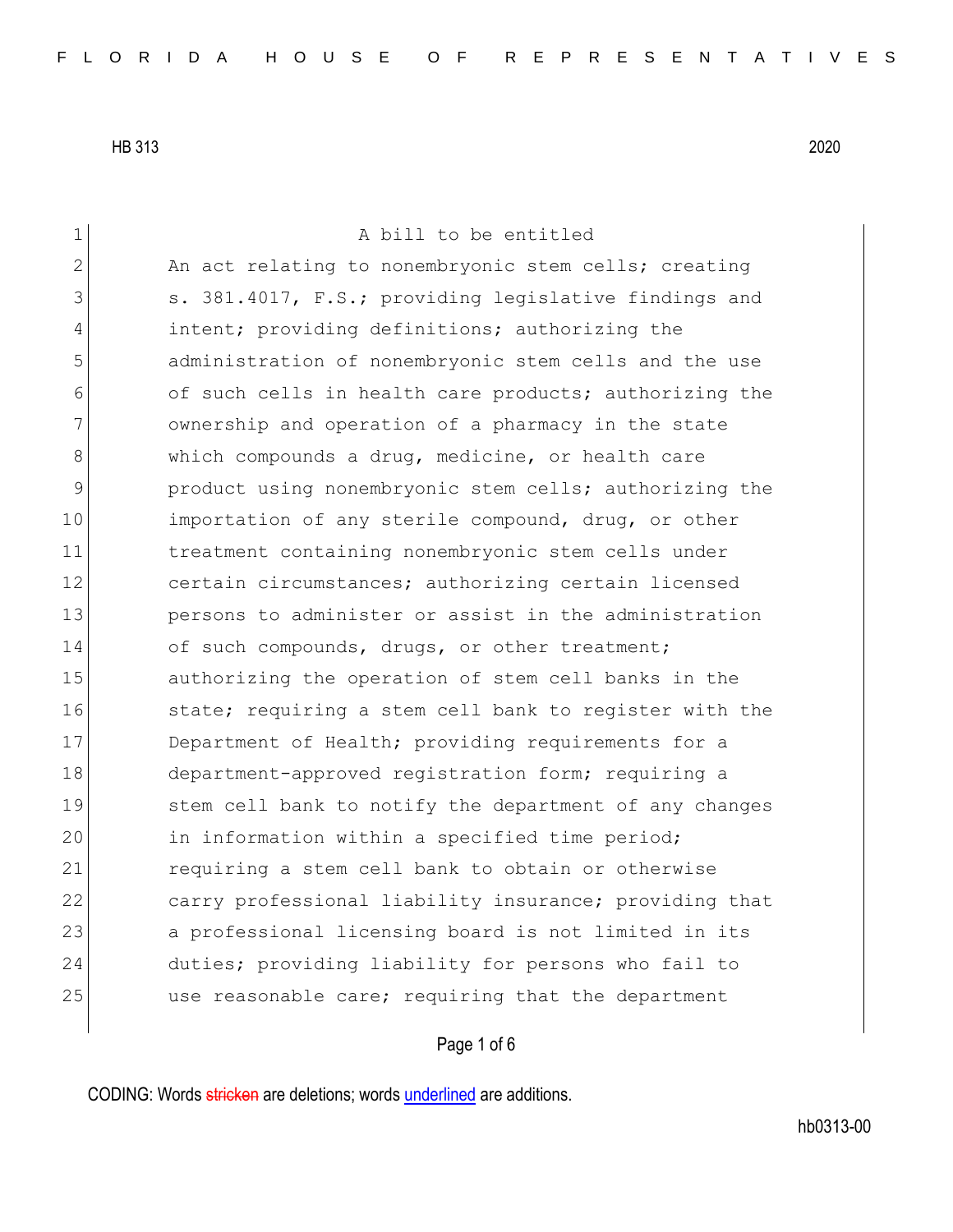HB 313 2020

A bill to be entitled

An act relating to nonembryonic stem cells; creating s. 381.4017, F.S.; providing legislative findings and intent; providing definitions; authorizing the administration of nonembryonic stem cells and the use of such cells in health care products; authorizing the ownership and operation of a pharmacy in the state which compounds a drug, medicine, or health care product using nonembryonic stem cells; authorizing the importation of any sterile compound, drug, or other treatment containing nonembryonic stem cells under certain circumstances; authorizing certain licensed persons to administer or assist in the administration of such compounds, drugs, or other treatment; authorizing the operation of stem cell banks in the state; requiring a stem cell bank to register with the Department of Health; providing requirements for a department-approved registration form; requiring a stem cell bank to notify the department of any changes in information within a specified time period; requiring a stem cell bank to obtain or otherwise carry professional liability insurance; providing that a professional licensing board is not limited in its duties; providing liability for persons who fail to use reasonable care; requiring that the department

CODING: Words stricken are deletions; words underlined are additions.

hb0313-00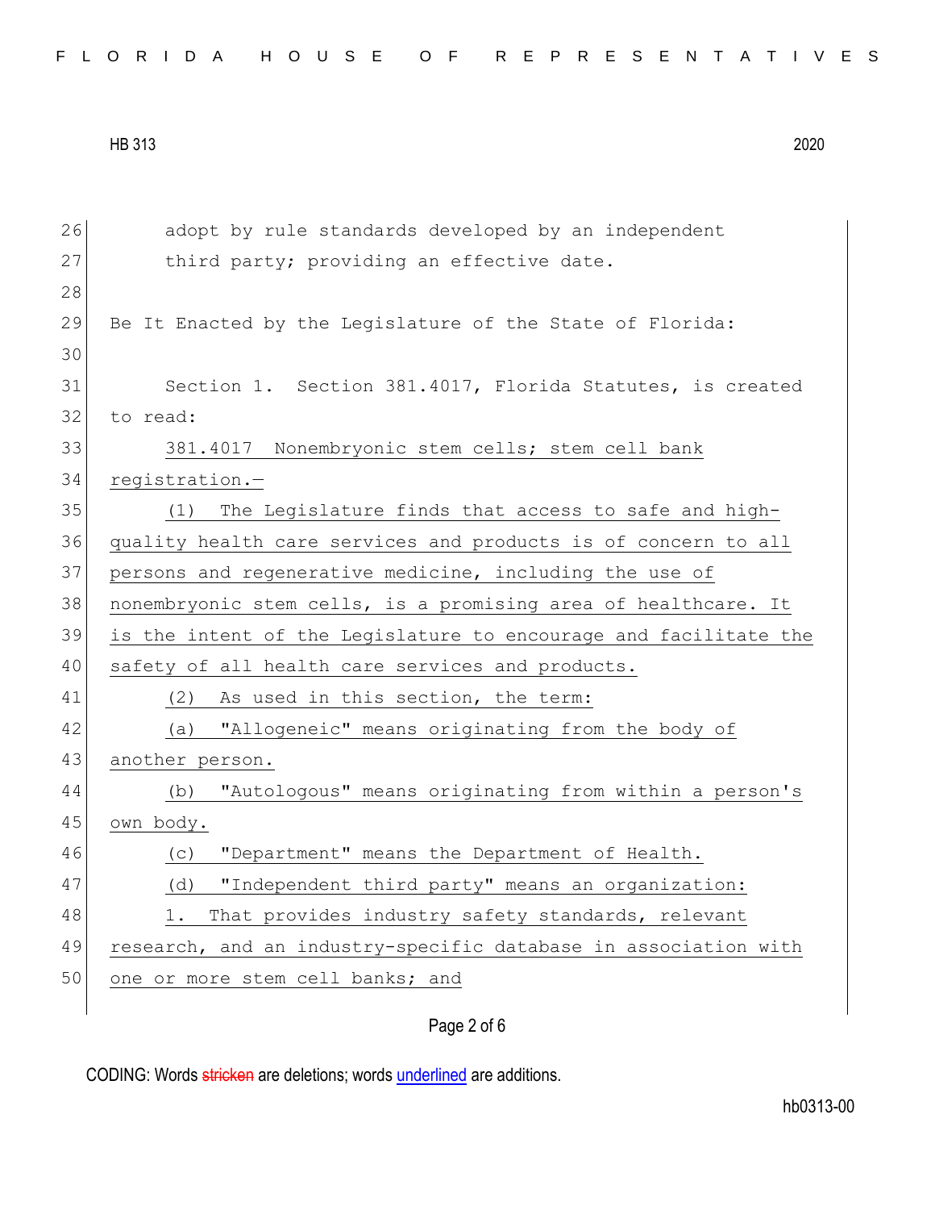adopt by rule standards developed by an independent third party; providing an effective date.

Be It Enacted by the Legislature of the State of Florida:

Section 1. Section 381.4017, Florida Statutes, is created to read:

381.4017 Nonembryonic stem cells; stem cell bank registration.—

(1) The Legislature finds that access to safe and high-quality health care services and products is of concern to all persons and regenerative medicine, including the use of nonembryonic stem cells, is a promising area of healthcare. It is the intent of the Legislature to encourage and facilitate the safety of all health care services and products.

(2) As used in this section, the term:

(a) "Allogeneic" means originating from the body of another person.

(b) "Autologous" means originating from within a person's own body.

(c) "Department" means the Department of Health.

(d) "Independent third party" means an organization:

1. That provides industry safety standards, relevant research, and an industry-specific database in association with one or more stem cell banks; and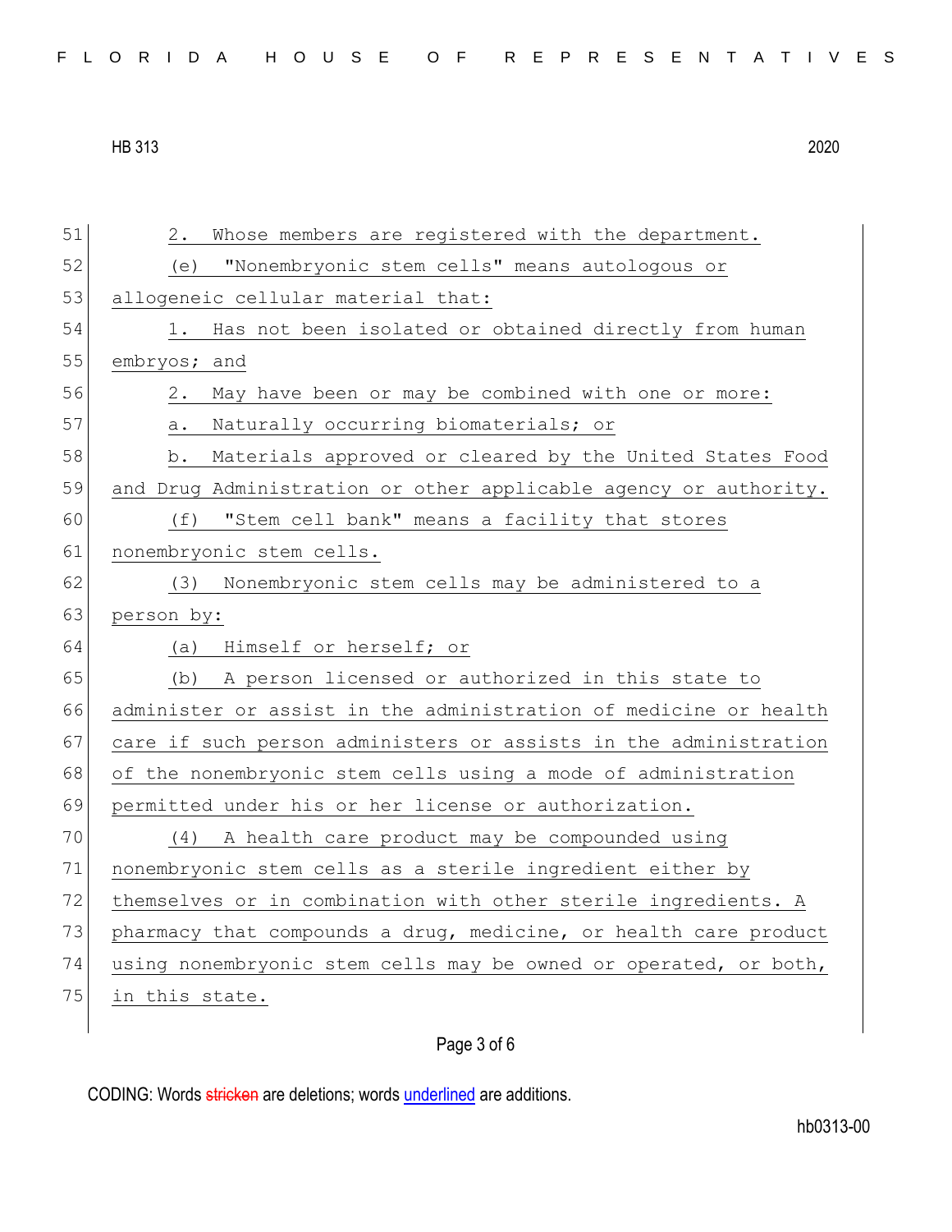2. Whose members are registered with the department.

(e) "Nonembryonic stem cells" means autologous or allogeneic cellular material that:

1. Has not been isolated or obtained directly from human embryos; and

2. May have been or may be combined with one or more:

a. Naturally occurring biomaterials; or

b. Materials approved or cleared by the United States Food and Drug Administration or other applicable agency or authority.

(f) "Stem cell bank" means a facility that stores nonembryonic stem cells.

(3) Nonembryonic stem cells may be administered to a person by:

(a) Himself or herself; or

(b) A person licensed or authorized in this state to administer or assist in the administration of medicine or health care if such person administers or assists in the administration of the nonembryonic stem cells using a mode of administration permitted under his or her license or authorization.

(4) A health care product may be compounded using nonembryonic stem cells as a sterile ingredient either by themselves or in combination with other sterile ingredients. A pharmacy that compounds a drug, medicine, or health care product using nonembryonic stem cells may be owned or operated, or both, in this state.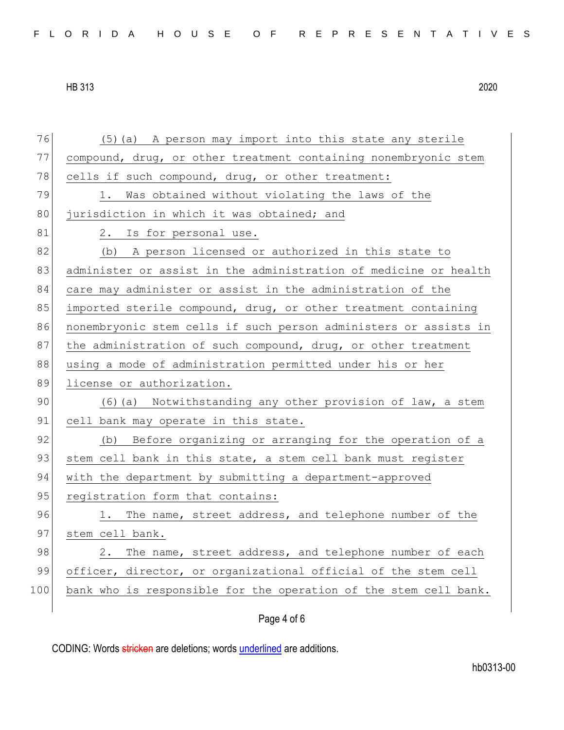(5)(a) A person may import into this state any sterile compound, drug, or other treatment containing nonembryonic stem cells if such compound, drug, or other treatment:

1. Was obtained without violating the laws of the jurisdiction in which it was obtained; and

2. Is for personal use.

(b) A person licensed or authorized in this state to administer or assist in the administration of medicine or health care may administer or assist in the administration of the imported sterile compound, drug, or other treatment containing nonembryonic stem cells if such person administers or assists in the administration of such compound, drug, or other treatment using a mode of administration permitted under his or her license or authorization.

(6)(a) Notwithstanding any other provision of law, a stem cell bank may operate in this state.

(b) Before organizing or arranging for the operation of a stem cell bank in this state, a stem cell bank must register with the department by submitting a department-approved registration form that contains:

1. The name, street address, and telephone number of the stem cell bank.

2. The name, street address, and telephone number of each officer, director, or organizational official of the stem cell bank who is responsible for the operation of the stem cell bank.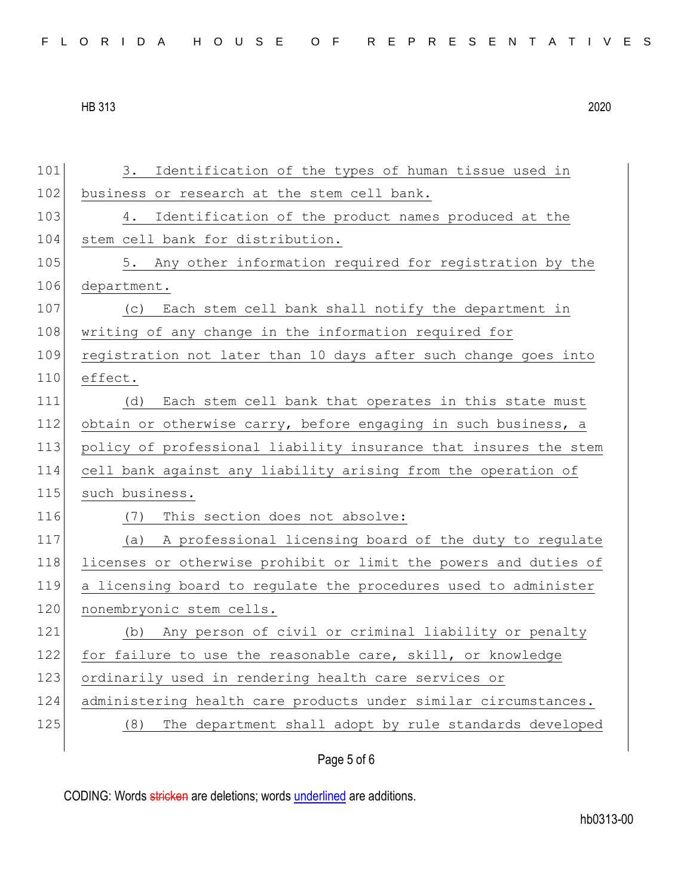3. Identification of the types of human tissue used in business or research at the stem cell bank.

4. Identification of the product names produced at the stem cell bank for distribution.

5. Any other information required for registration by the department.

(c) Each stem cell bank shall notify the department in writing of any change in the information required for registration not later than 10 days after such change goes into effect.

(d) Each stem cell bank that operates in this state must obtain or otherwise carry, before engaging in such business, a policy of professional liability insurance that insures the stem cell bank against any liability arising from the operation of such business.

(7) This section does not absolve:

(a) A professional licensing board of the duty to regulate licenses or otherwise prohibit or limit the powers and duties of a licensing board to regulate the procedures used to administer nonembryonic stem cells.

(b) Any person of civil or criminal liability or penalty for failure to use the reasonable care, skill, or knowledge ordinarily used in rendering health care services or administering health care products under similar circumstances.

(8) The department shall adopt by rule standards developed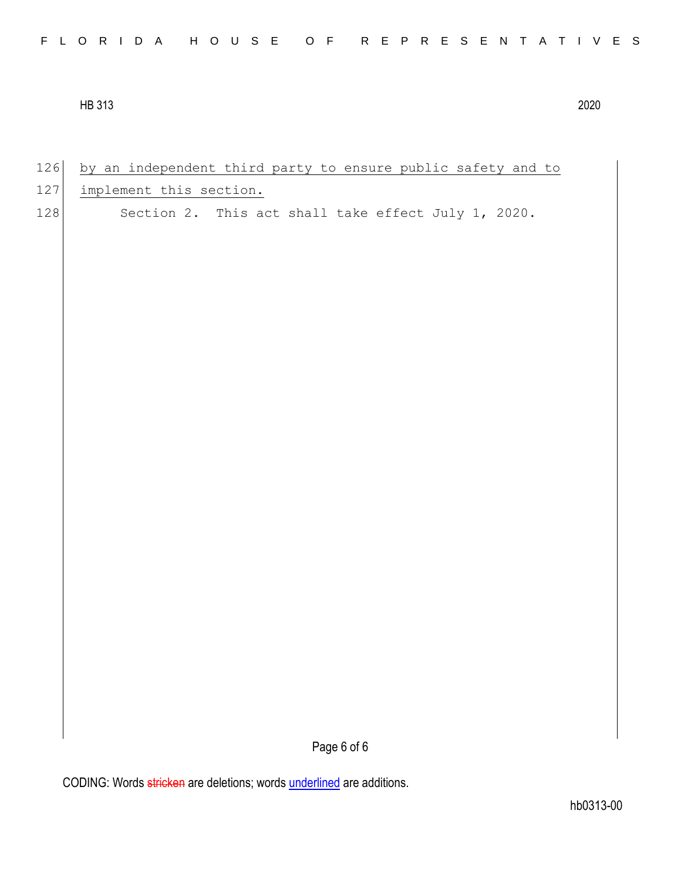126 by an independent third party to ensure public safety and to
127 implement this section.
128 Section 2. This act shall take effect July 1, 2020.